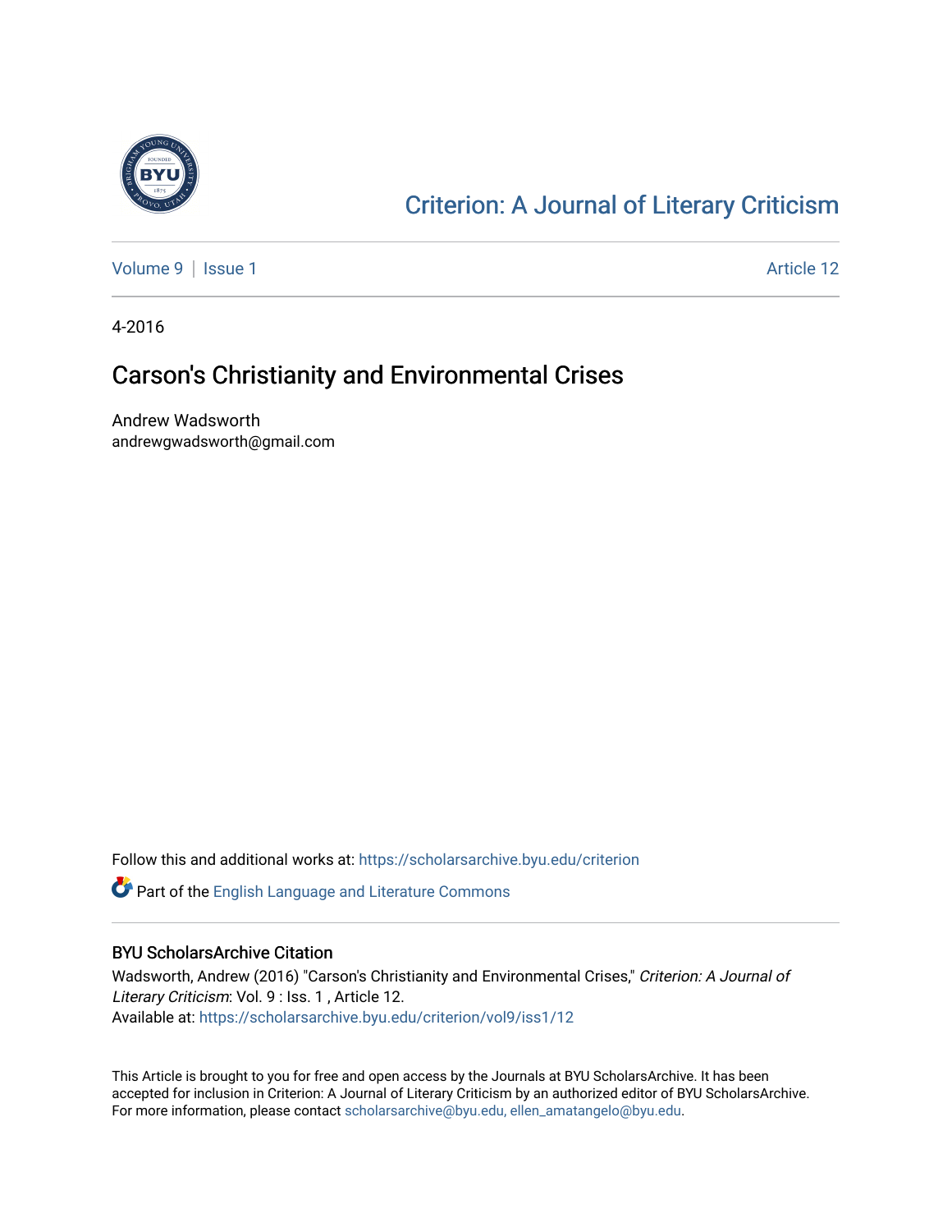# Criterion: A Journal of Literary Criticism

Volume 9 | Issue 1 Article 12

4-2016

## Carson's Christianity and Environmental Crises

Andrew Wadsworth
andrewgwadsworth@gmail.com

Follow this and additional works at: https://scholarsarchive.byu.edu/criterion

Part of the English Language and Literature Commons

### BYU ScholarsArchive Citation

Wadsworth, Andrew (2016) "Carson's Christianity and Environmental Crises," *Criterion: A Journal of Literary Criticism*: Vol. 9 : Iss. 1 , Article 12.
Available at: https://scholarsarchive.byu.edu/criterion/vol9/iss1/12

This Article is brought to you for free and open access by the Journals at BYU ScholarsArchive. It has been accepted for inclusion in Criterion: A Journal of Literary Criticism by an authorized editor of BYU ScholarsArchive. For more information, please contact scholarsarchive@byu.edu, ellen_amatangelo@byu.edu.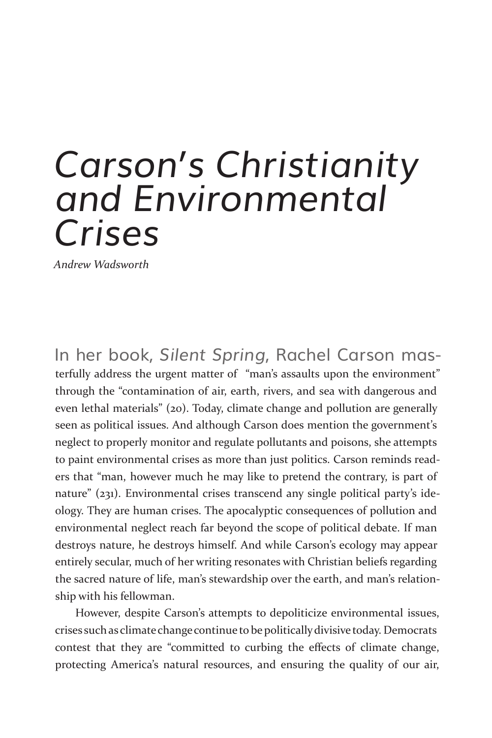# *Carson's Christianity and Environmental Crises*

*Andrew Wadsworth*

In her book, *Silent Spring*, Rachel Carson masterfully address the urgent matter of "man's assaults upon the environment" through the "contamination of air, earth, rivers, and sea with dangerous and even lethal materials" (20). Today, climate change and pollution are generally seen as political issues. And although Carson does mention the government's neglect to properly monitor and regulate pollutants and poisons, she attempts to paint environmental crises as more than just politics. Carson reminds readers that "man, however much he may like to pretend the contrary, is part of nature" (231). Environmental crises transcend any single political party's ideology. They are human crises. The apocalyptic consequences of pollution and environmental neglect reach far beyond the scope of political debate. If man destroys nature, he destroys himself. And while Carson's ecology may appear entirely secular, much of her writing resonates with Christian beliefs regarding the sacred nature of life, man's stewardship over the earth, and man's relationship with his fellowman.

However, despite Carson's attempts to depoliticize environmental issues, crises such as climate change continue to be politically divisive today. Democrats contest that they are "committed to curbing the effects of climate change, protecting America's natural resources, and ensuring the quality of our air,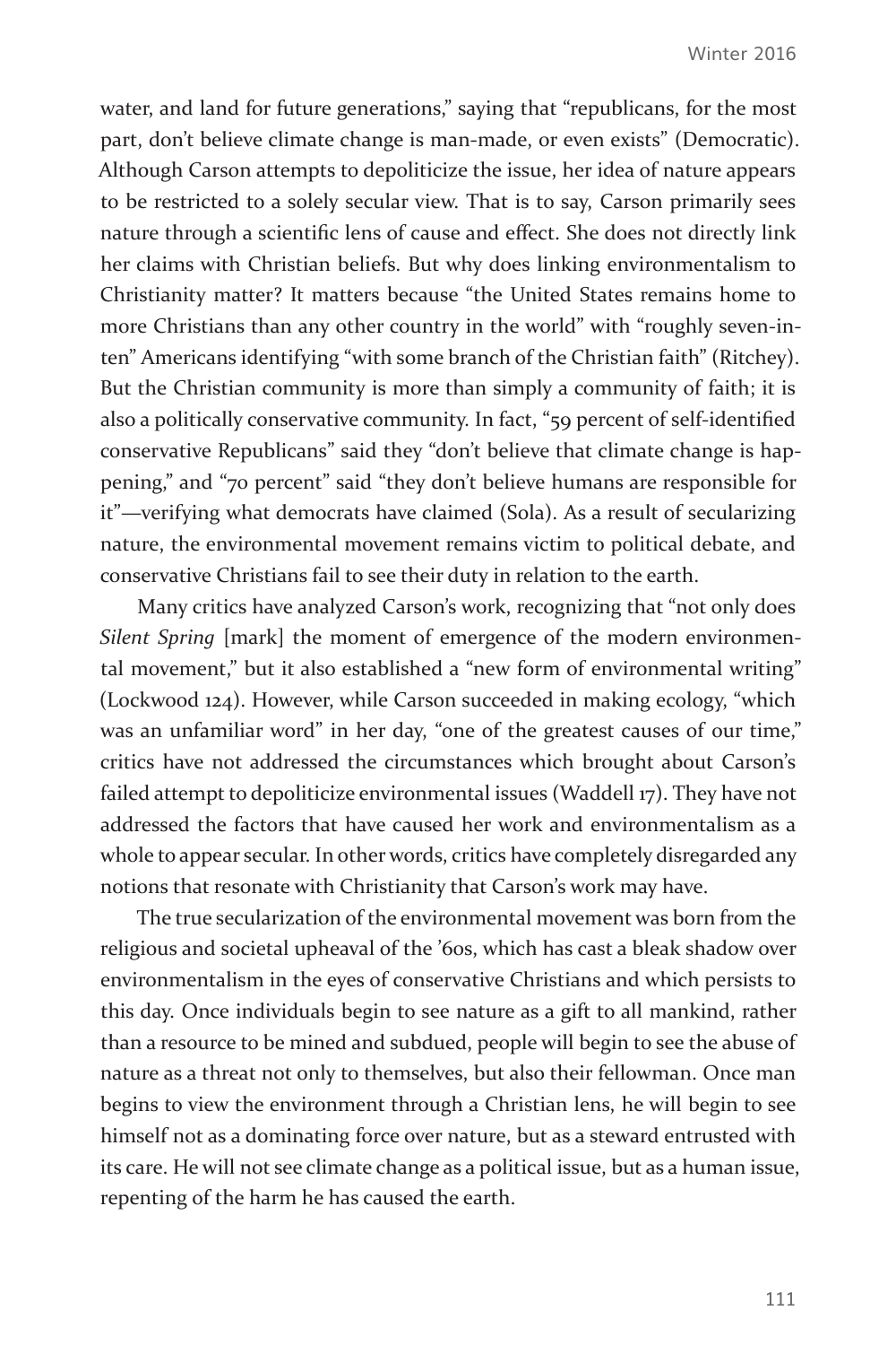water, and land for future generations," saying that "republicans, for the most part, don't believe climate change is man-made, or even exists" (Democratic). Although Carson attempts to depoliticize the issue, her idea of nature appears to be restricted to a solely secular view. That is to say, Carson primarily sees nature through a scientific lens of cause and effect. She does not directly link her claims with Christian beliefs. But why does linking environmentalism to Christianity matter? It matters because "the United States remains home to more Christians than any other country in the world" with "roughly seven-in-ten" Americans identifying "with some branch of the Christian faith" (Ritchey). But the Christian community is more than simply a community of faith; it is also a politically conservative community. In fact, "59 percent of self-identified conservative Republicans" said they "don't believe that climate change is happening," and "70 percent" said "they don't believe humans are responsible for it"—verifying what democrats have claimed (Sola). As a result of secularizing nature, the environmental movement remains victim to political debate, and conservative Christians fail to see their duty in relation to the earth.

Many critics have analyzed Carson's work, recognizing that "not only does *Silent Spring* [mark] the moment of emergence of the modern environmental movement," but it also established a "new form of environmental writing" (Lockwood 124). However, while Carson succeeded in making ecology, "which was an unfamiliar word" in her day, "one of the greatest causes of our time," critics have not addressed the circumstances which brought about Carson's failed attempt to depoliticize environmental issues (Waddell 17). They have not addressed the factors that have caused her work and environmentalism as a whole to appear secular. In other words, critics have completely disregarded any notions that resonate with Christianity that Carson's work may have.

The true secularization of the environmental movement was born from the religious and societal upheaval of the '60s, which has cast a bleak shadow over environmentalism in the eyes of conservative Christians and which persists to this day. Once individuals begin to see nature as a gift to all mankind, rather than a resource to be mined and subdued, people will begin to see the abuse of nature as a threat not only to themselves, but also their fellowman. Once man begins to view the environment through a Christian lens, he will begin to see himself not as a dominating force over nature, but as a steward entrusted with its care. He will not see climate change as a political issue, but as a human issue, repenting of the harm he has caused the earth.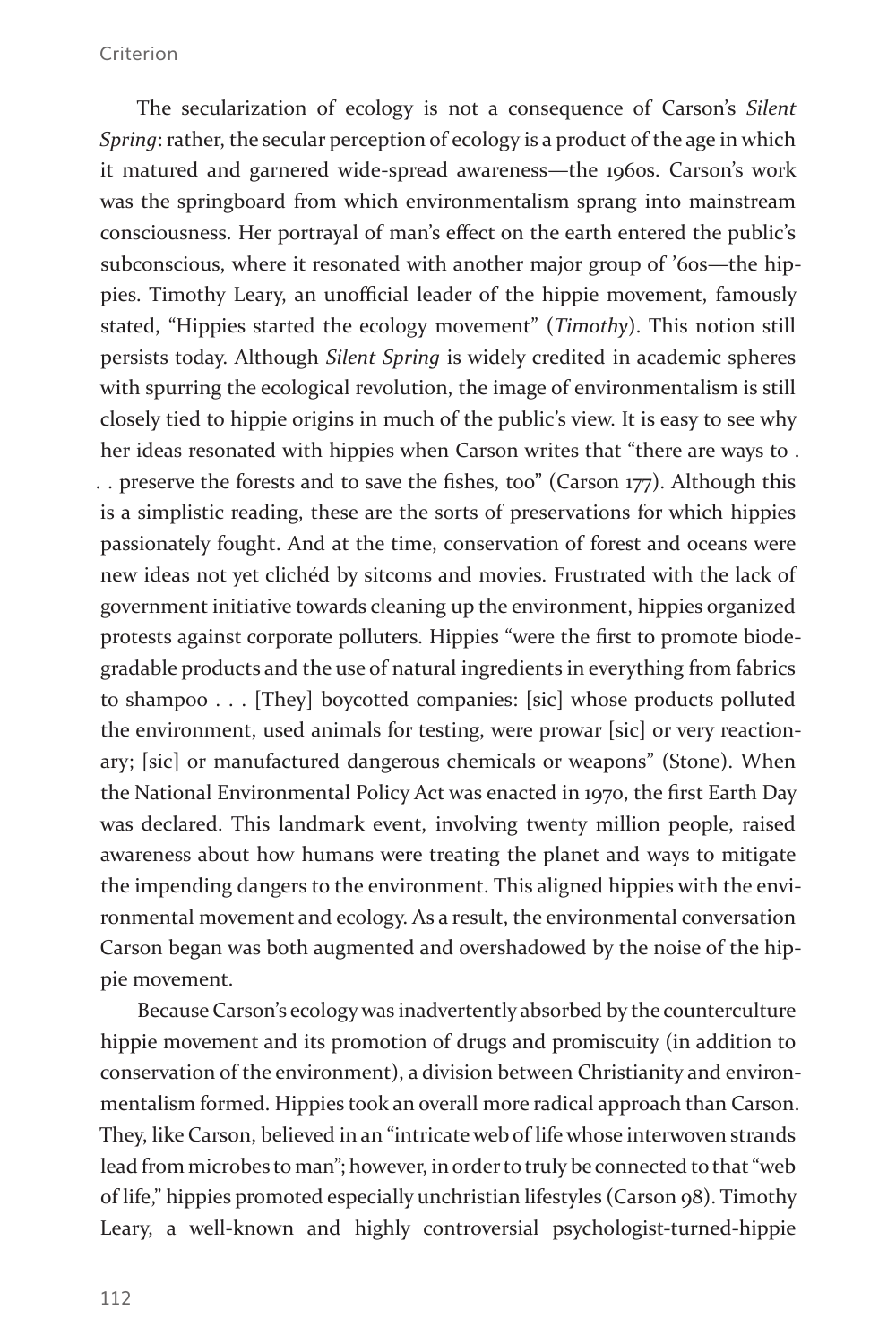The secularization of ecology is not a consequence of Carson's *Silent Spring*: rather, the secular perception of ecology is a product of the age in which it matured and garnered wide-spread awareness—the 1960s. Carson's work was the springboard from which environmentalism sprang into mainstream consciousness. Her portrayal of man's effect on the earth entered the public's subconscious, where it resonated with another major group of '60s—the hippies. Timothy Leary, an unofficial leader of the hippie movement, famously stated, "Hippies started the ecology movement" (*Timothy*). This notion still persists today. Although *Silent Spring* is widely credited in academic spheres with spurring the ecological revolution, the image of environmentalism is still closely tied to hippie origins in much of the public's view. It is easy to see why her ideas resonated with hippies when Carson writes that "there are ways to . . . preserve the forests and to save the fishes, too" (Carson 177). Although this is a simplistic reading, these are the sorts of preservations for which hippies passionately fought. And at the time, conservation of forest and oceans were new ideas not yet clichéd by sitcoms and movies. Frustrated with the lack of government initiative towards cleaning up the environment, hippies organized protests against corporate polluters. Hippies "were the first to promote biodegradable products and the use of natural ingredients in everything from fabrics to shampoo . . . [They] boycotted companies: [sic] whose products polluted the environment, used animals for testing, were prowar [sic] or very reactionary; [sic] or manufactured dangerous chemicals or weapons" (Stone). When the National Environmental Policy Act was enacted in 1970, the first Earth Day was declared. This landmark event, involving twenty million people, raised awareness about how humans were treating the planet and ways to mitigate the impending dangers to the environment. This aligned hippies with the environmental movement and ecology. As a result, the environmental conversation Carson began was both augmented and overshadowed by the noise of the hippie movement.

Because Carson's ecology was inadvertently absorbed by the counterculture hippie movement and its promotion of drugs and promiscuity (in addition to conservation of the environment), a division between Christianity and environmentalism formed. Hippies took an overall more radical approach than Carson. They, like Carson, believed in an "intricate web of life whose interwoven strands lead from microbes to man"; however, in order to truly be connected to that "web of life," hippies promoted especially unchristian lifestyles (Carson 98). Timothy Leary, a well-known and highly controversial psychologist-turned-hippie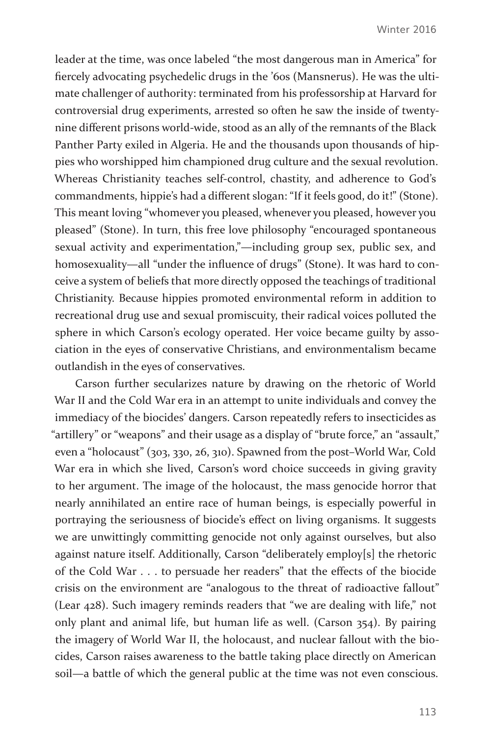leader at the time, was once labeled "the most dangerous man in America" for fiercely advocating psychedelic drugs in the '60s (Mansnerus). He was the ultimate challenger of authority: terminated from his professorship at Harvard for controversial drug experiments, arrested so often he saw the inside of twenty-nine different prisons world-wide, stood as an ally of the remnants of the Black Panther Party exiled in Algeria. He and the thousands upon thousands of hippies who worshipped him championed drug culture and the sexual revolution. Whereas Christianity teaches self-control, chastity, and adherence to God's commandments, hippie's had a different slogan: "If it feels good, do it!" (Stone). This meant loving "whomever you pleased, whenever you pleased, however you pleased" (Stone). In turn, this free love philosophy "encouraged spontaneous sexual activity and experimentation,"—including group sex, public sex, and homosexuality—all "under the influence of drugs" (Stone). It was hard to conceive a system of beliefs that more directly opposed the teachings of traditional Christianity. Because hippies promoted environmental reform in addition to recreational drug use and sexual promiscuity, their radical voices polluted the sphere in which Carson's ecology operated. Her voice became guilty by association in the eyes of conservative Christians, and environmentalism became outlandish in the eyes of conservatives.

Carson further secularizes nature by drawing on the rhetoric of World War II and the Cold War era in an attempt to unite individuals and convey the immediacy of the biocides' dangers. Carson repeatedly refers to insecticides as "artillery" or "weapons" and their usage as a display of "brute force," an "assault," even a "holocaust" (303, 330, 26, 310). Spawned from the post–World War, Cold War era in which she lived, Carson's word choice succeeds in giving gravity to her argument. The image of the holocaust, the mass genocide horror that nearly annihilated an entire race of human beings, is especially powerful in portraying the seriousness of biocide's effect on living organisms. It suggests we are unwittingly committing genocide not only against ourselves, but also against nature itself. Additionally, Carson "deliberately employ[s] the rhetoric of the Cold War . . . to persuade her readers" that the effects of the biocide crisis on the environment are "analogous to the threat of radioactive fallout" (Lear 428). Such imagery reminds readers that "we are dealing with life," not only plant and animal life, but human life as well. (Carson 354). By pairing the imagery of World War II, the holocaust, and nuclear fallout with the biocides, Carson raises awareness to the battle taking place directly on American soil—a battle of which the general public at the time was not even conscious.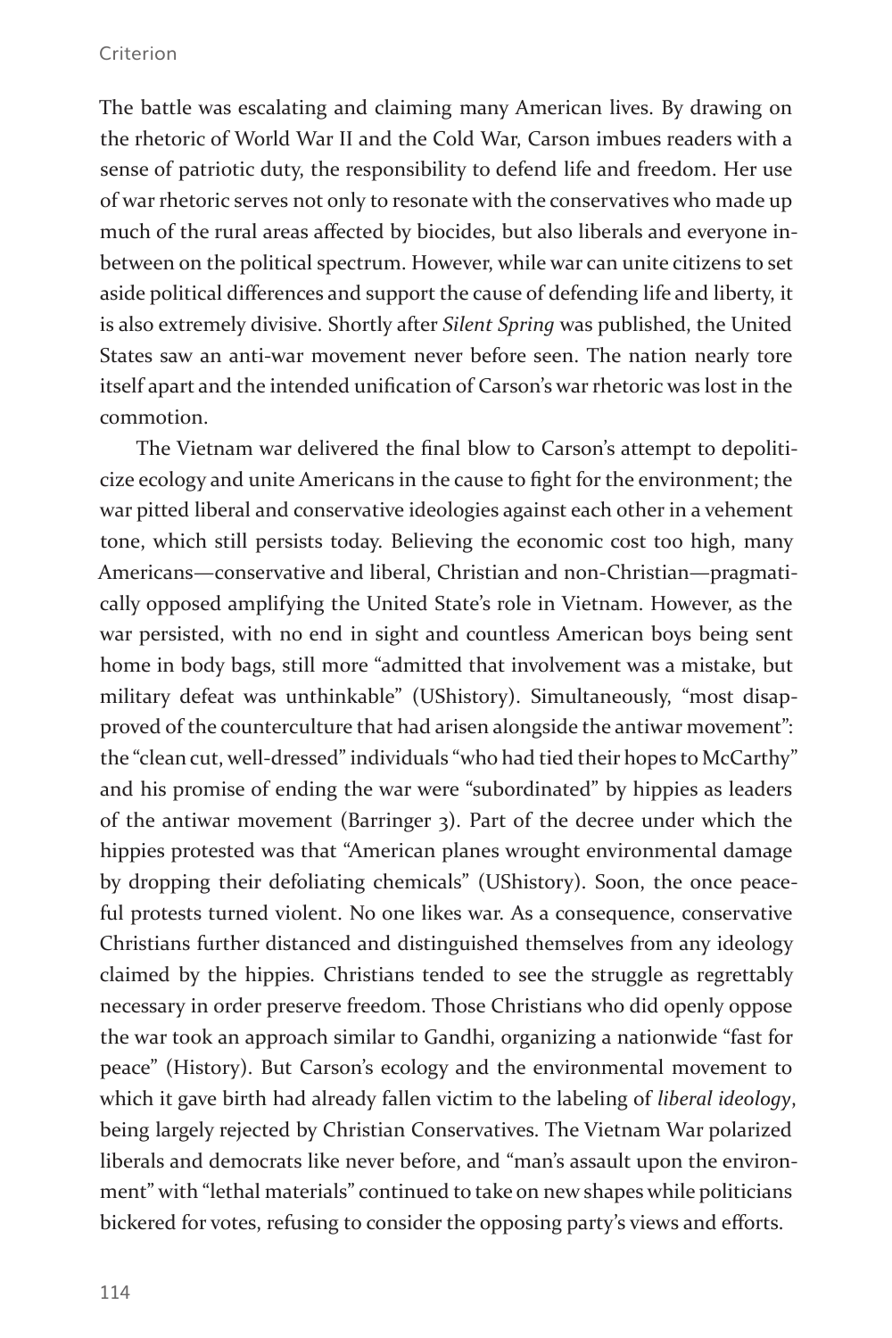The battle was escalating and claiming many American lives. By drawing on the rhetoric of World War II and the Cold War, Carson imbues readers with a sense of patriotic duty, the responsibility to defend life and freedom. Her use of war rhetoric serves not only to resonate with the conservatives who made up much of the rural areas affected by biocides, but also liberals and everyone in-between on the political spectrum. However, while war can unite citizens to set aside political differences and support the cause of defending life and liberty, it is also extremely divisive. Shortly after *Silent Spring* was published, the United States saw an anti-war movement never before seen. The nation nearly tore itself apart and the intended unification of Carson's war rhetoric was lost in the commotion.

The Vietnam war delivered the final blow to Carson's attempt to depoliticize ecology and unite Americans in the cause to fight for the environment; the war pitted liberal and conservative ideologies against each other in a vehement tone, which still persists today. Believing the economic cost too high, many Americans—conservative and liberal, Christian and non-Christian—pragmatically opposed amplifying the United State's role in Vietnam. However, as the war persisted, with no end in sight and countless American boys being sent home in body bags, still more "admitted that involvement was a mistake, but military defeat was unthinkable" (UShistory). Simultaneously, "most disapproved of the counterculture that had arisen alongside the antiwar movement": the "clean cut, well-dressed" individuals "who had tied their hopes to McCarthy" and his promise of ending the war were "subordinated" by hippies as leaders of the antiwar movement (Barringer 3). Part of the decree under which the hippies protested was that "American planes wrought environmental damage by dropping their defoliating chemicals" (UShistory). Soon, the once peaceful protests turned violent. No one likes war. As a consequence, conservative Christians further distanced and distinguished themselves from any ideology claimed by the hippies. Christians tended to see the struggle as regrettably necessary in order preserve freedom. Those Christians who did openly oppose the war took an approach similar to Gandhi, organizing a nationwide "fast for peace" (History). But Carson's ecology and the environmental movement to which it gave birth had already fallen victim to the labeling of *liberal ideology*, being largely rejected by Christian Conservatives. The Vietnam War polarized liberals and democrats like never before, and "man's assault upon the environment" with "lethal materials" continued to take on new shapes while politicians bickered for votes, refusing to consider the opposing party's views and efforts.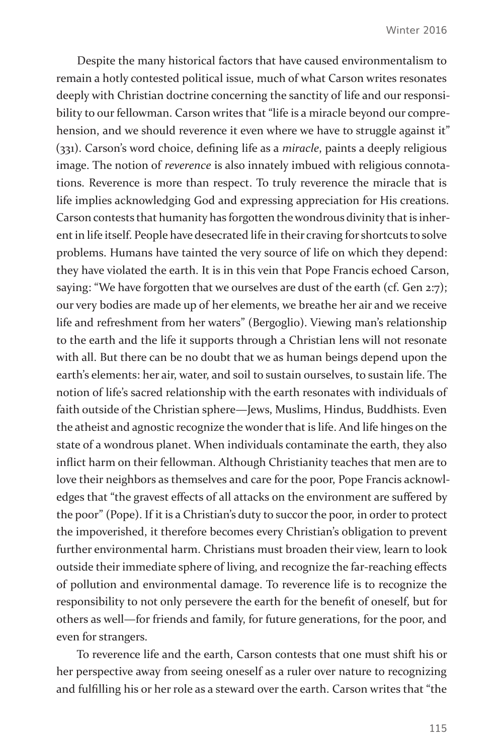Despite the many historical factors that have caused environmentalism to remain a hotly contested political issue, much of what Carson writes resonates deeply with Christian doctrine concerning the sanctity of life and our responsibility to our fellowman. Carson writes that "life is a miracle beyond our comprehension, and we should reverence it even where we have to struggle against it" (331). Carson's word choice, defining life as a *miracle*, paints a deeply religious image. The notion of *reverence* is also innately imbued with religious connotations. Reverence is more than respect. To truly reverence the miracle that is life implies acknowledging God and expressing appreciation for His creations. Carson contests that humanity has forgotten the wondrous divinity that is inherent in life itself. People have desecrated life in their craving for shortcuts to solve problems. Humans have tainted the very source of life on which they depend: they have violated the earth. It is in this vein that Pope Francis echoed Carson, saying: "We have forgotten that we ourselves are dust of the earth (cf. Gen 2:7); our very bodies are made up of her elements, we breathe her air and we receive life and refreshment from her waters" (Bergoglio). Viewing man's relationship to the earth and the life it supports through a Christian lens will not resonate with all. But there can be no doubt that we as human beings depend upon the earth's elements: her air, water, and soil to sustain ourselves, to sustain life. The notion of life's sacred relationship with the earth resonates with individuals of faith outside of the Christian sphere—Jews, Muslims, Hindus, Buddhists. Even the atheist and agnostic recognize the wonder that is life. And life hinges on the state of a wondrous planet. When individuals contaminate the earth, they also inflict harm on their fellowman. Although Christianity teaches that men are to love their neighbors as themselves and care for the poor, Pope Francis acknowledges that "the gravest effects of all attacks on the environment are suffered by the poor" (Pope). If it is a Christian's duty to succor the poor, in order to protect the impoverished, it therefore becomes every Christian's obligation to prevent further environmental harm. Christians must broaden their view, learn to look outside their immediate sphere of living, and recognize the far-reaching effects of pollution and environmental damage. To reverence life is to recognize the responsibility to not only persevere the earth for the benefit of oneself, but for others as well—for friends and family, for future generations, for the poor, and even for strangers.

To reverence life and the earth, Carson contests that one must shift his or her perspective away from seeing oneself as a ruler over nature to recognizing and fulfilling his or her role as a steward over the earth. Carson writes that "the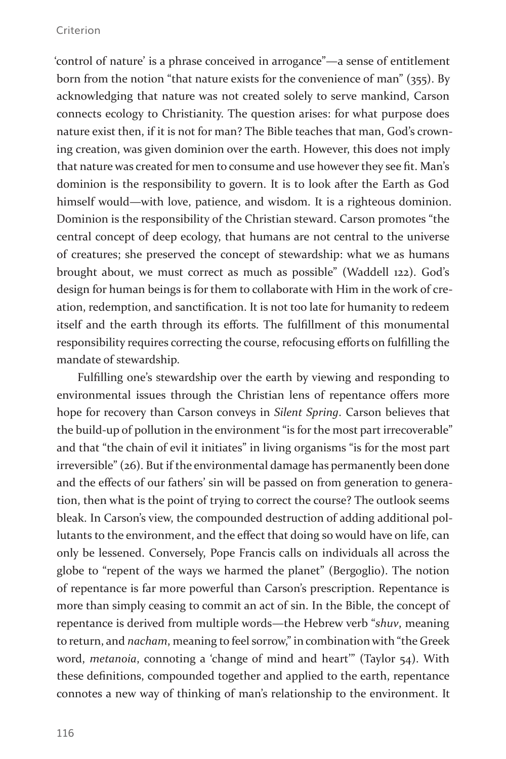'control of nature' is a phrase conceived in arrogance"—a sense of entitlement born from the notion "that nature exists for the convenience of man" (355). By acknowledging that nature was not created solely to serve mankind, Carson connects ecology to Christianity. The question arises: for what purpose does nature exist then, if it is not for man? The Bible teaches that man, God's crowning creation, was given dominion over the earth. However, this does not imply that nature was created for men to consume and use however they see fit. Man's dominion is the responsibility to govern. It is to look after the Earth as God himself would—with love, patience, and wisdom. It is a righteous dominion. Dominion is the responsibility of the Christian steward. Carson promotes "the central concept of deep ecology, that humans are not central to the universe of creatures; she preserved the concept of stewardship: what we as humans brought about, we must correct as much as possible" (Waddell 122). God's design for human beings is for them to collaborate with Him in the work of creation, redemption, and sanctification. It is not too late for humanity to redeem itself and the earth through its efforts. The fulfillment of this monumental responsibility requires correcting the course, refocusing efforts on fulfilling the mandate of stewardship.

Fulfilling one's stewardship over the earth by viewing and responding to environmental issues through the Christian lens of repentance offers more hope for recovery than Carson conveys in *Silent Spring*. Carson believes that the build-up of pollution in the environment "is for the most part irrecoverable" and that "the chain of evil it initiates" in living organisms "is for the most part irreversible" (26). But if the environmental damage has permanently been done and the effects of our fathers' sin will be passed on from generation to generation, then what is the point of trying to correct the course? The outlook seems bleak. In Carson's view, the compounded destruction of adding additional pollutants to the environment, and the effect that doing so would have on life, can only be lessened. Conversely, Pope Francis calls on individuals all across the globe to "repent of the ways we harmed the planet" (Bergoglio). The notion of repentance is far more powerful than Carson's prescription. Repentance is more than simply ceasing to commit an act of sin. In the Bible, the concept of repentance is derived from multiple words—the Hebrew verb "*shuv*, meaning to return, and *nacham*, meaning to feel sorrow," in combination with "the Greek word, *metanoia*, connoting a 'change of mind and heart'" (Taylor 54). With these definitions, compounded together and applied to the earth, repentance connotes a new way of thinking of man's relationship to the environment. It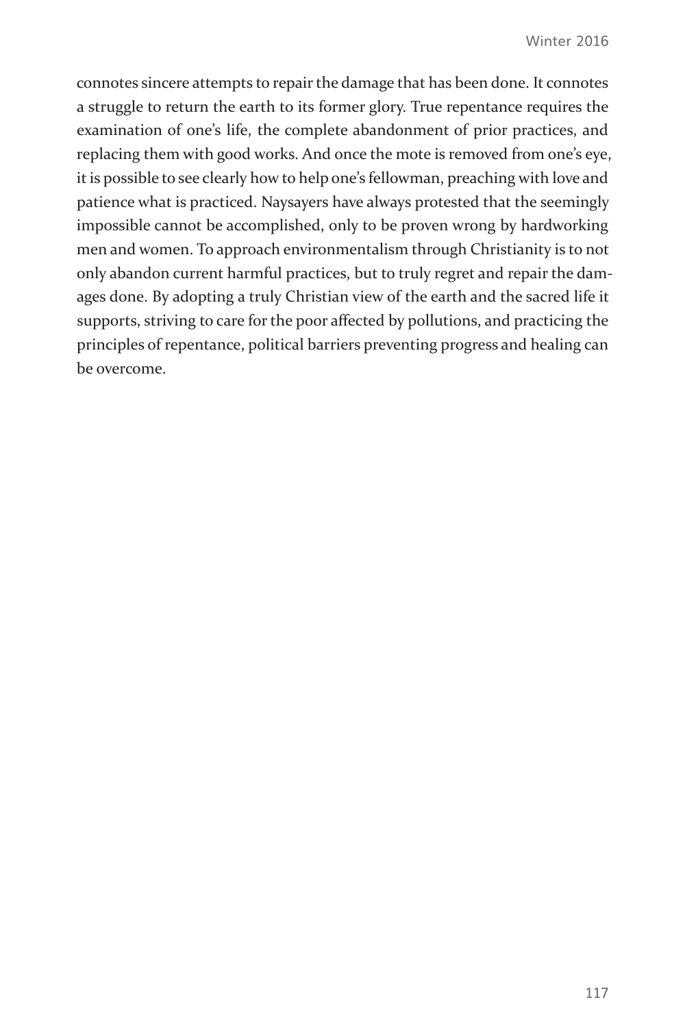connotes sincere attempts to repair the damage that has been done. It connotes a struggle to return the earth to its former glory. True repentance requires the examination of one's life, the complete abandonment of prior practices, and replacing them with good works. And once the mote is removed from one's eye, it is possible to see clearly how to help one's fellowman, preaching with love and patience what is practiced. Naysayers have always protested that the seemingly impossible cannot be accomplished, only to be proven wrong by hardworking men and women. To approach environmentalism through Christianity is to not only abandon current harmful practices, but to truly regret and repair the damages done. By adopting a truly Christian view of the earth and the sacred life it supports, striving to care for the poor affected by pollutions, and practicing the principles of repentance, political barriers preventing progress and healing can be overcome.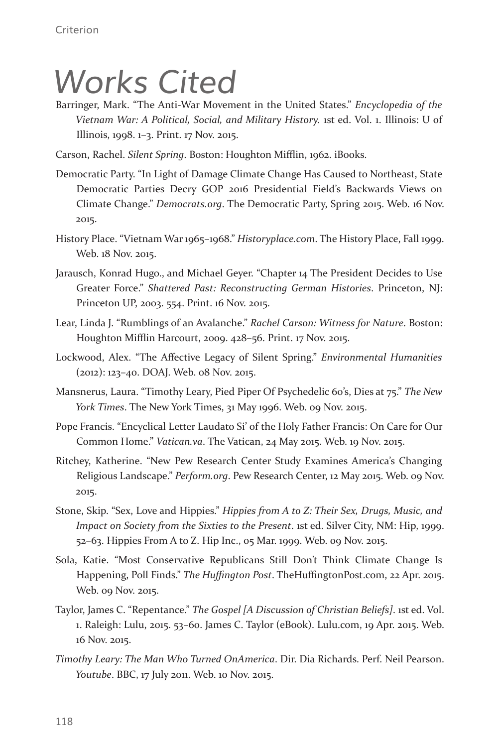# Works Cited

Barringer, Mark. "The Anti-War Movement in the United States." *Encyclopedia of the Vietnam War: A Political, Social, and Military History.* 1st ed. Vol. 1. Illinois: U of Illinois, 1998. 1–3. Print. 17 Nov. 2015.

Carson, Rachel. *Silent Spring*. Boston: Houghton Mifflin, 1962. iBooks.

Democratic Party. "In Light of Damage Climate Change Has Caused to Northeast, State Democratic Parties Decry GOP 2016 Presidential Field's Backwards Views on Climate Change." *Democrats.org*. The Democratic Party, Spring 2015. Web. 16 Nov. 2015.

History Place. "Vietnam War 1965–1968." *Historyplace.com*. The History Place, Fall 1999. Web. 18 Nov. 2015.

Jarausch, Konrad Hugo., and Michael Geyer. "Chapter 14 The President Decides to Use Greater Force." *Shattered Past: Reconstructing German Histories*. Princeton, NJ: Princeton UP, 2003. 554. Print. 16 Nov. 2015.

Lear, Linda J. "Rumblings of an Avalanche." *Rachel Carson: Witness for Nature*. Boston: Houghton Mifflin Harcourt, 2009. 428–56. Print. 17 Nov. 2015.

Lockwood, Alex. "The Affective Legacy of Silent Spring." *Environmental Humanities* (2012): 123–40. DOAJ. Web. 08 Nov. 2015.

Mansnerus, Laura. "Timothy Leary, Pied Piper Of Psychedelic 60's, Dies at 75." *The New York Times*. The New York Times, 31 May 1996. Web. 09 Nov. 2015.

Pope Francis. "Encyclical Letter Laudato Si' of the Holy Father Francis: On Care for Our Common Home." *Vatican.va*. The Vatican, 24 May 2015. Web. 19 Nov. 2015.

Ritchey, Katherine. "New Pew Research Center Study Examines America's Changing Religious Landscape." *Perform.org*. Pew Research Center, 12 May 2015. Web. 09 Nov. 2015.

Stone, Skip. "Sex, Love and Hippies." *Hippies from A to Z: Their Sex, Drugs, Music, and Impact on Society from the Sixties to the Present*. 1st ed. Silver City, NM: Hip, 1999. 52–63. Hippies From A to Z. Hip Inc., 05 Mar. 1999. Web. 09 Nov. 2015.

Sola, Katie. "Most Conservative Republicans Still Don't Think Climate Change Is Happening, Poll Finds." *The Huffington Post*. TheHuffingtonPost.com, 22 Apr. 2015. Web. 09 Nov. 2015.

Taylor, James C. "Repentance." *The Gospel [A Discussion of Christian Beliefs]*. 1st ed. Vol. 1. Raleigh: Lulu, 2015. 53–60. James C. Taylor (eBook). Lulu.com, 19 Apr. 2015. Web. 16 Nov. 2015.

*Timothy Leary: The Man Who Turned OnAmerica*. Dir. Dia Richards. Perf. Neil Pearson. *Youtube*. BBC, 17 July 2011. Web. 10 Nov. 2015.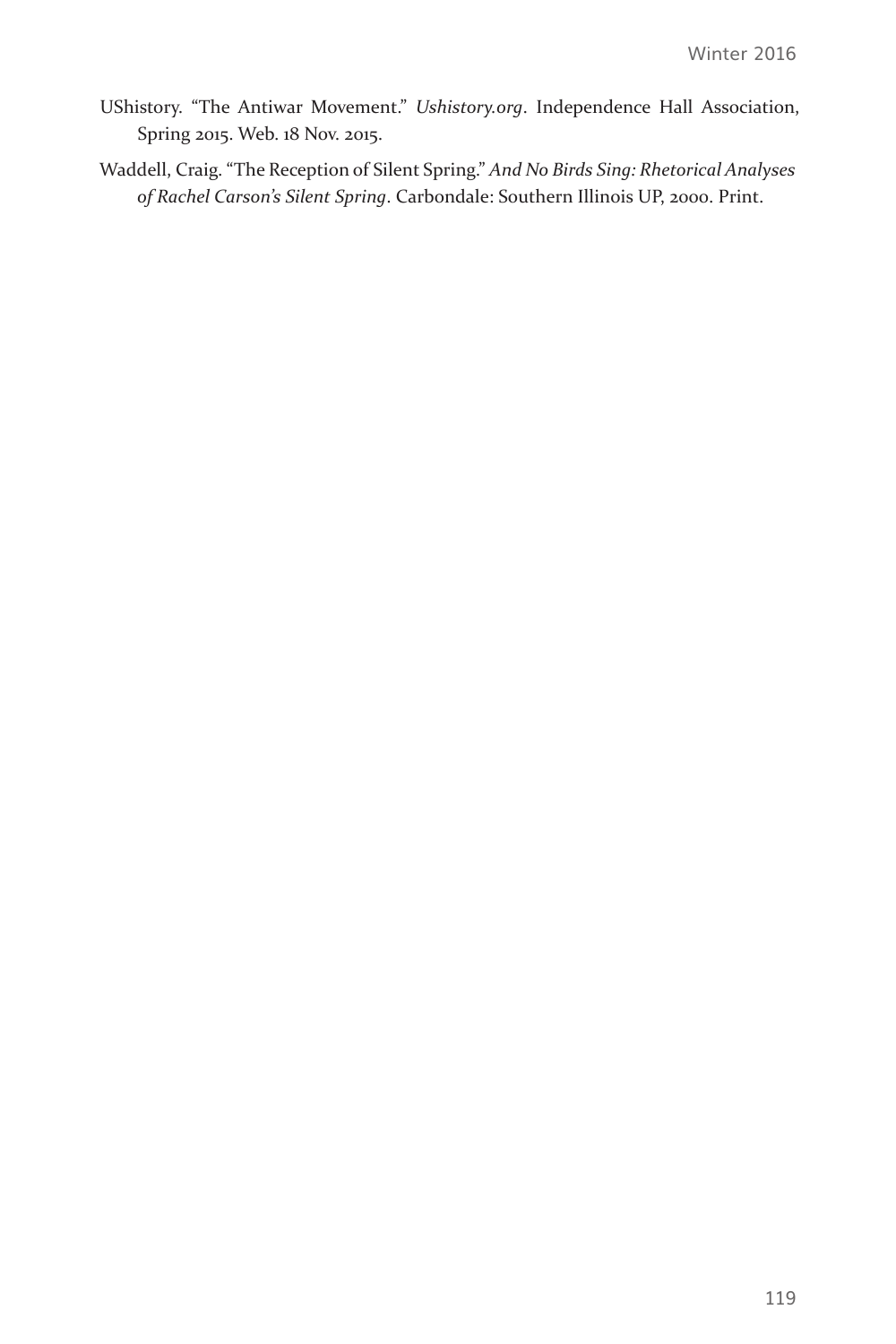UShistory. "The Antiwar Movement." *Ushistory.org*. Independence Hall Association, Spring 2015. Web. 18 Nov. 2015.

Waddell, Craig. "The Reception of Silent Spring." *And No Birds Sing: Rhetorical Analyses of Rachel Carson's Silent Spring*. Carbondale: Southern Illinois UP, 2000. Print.